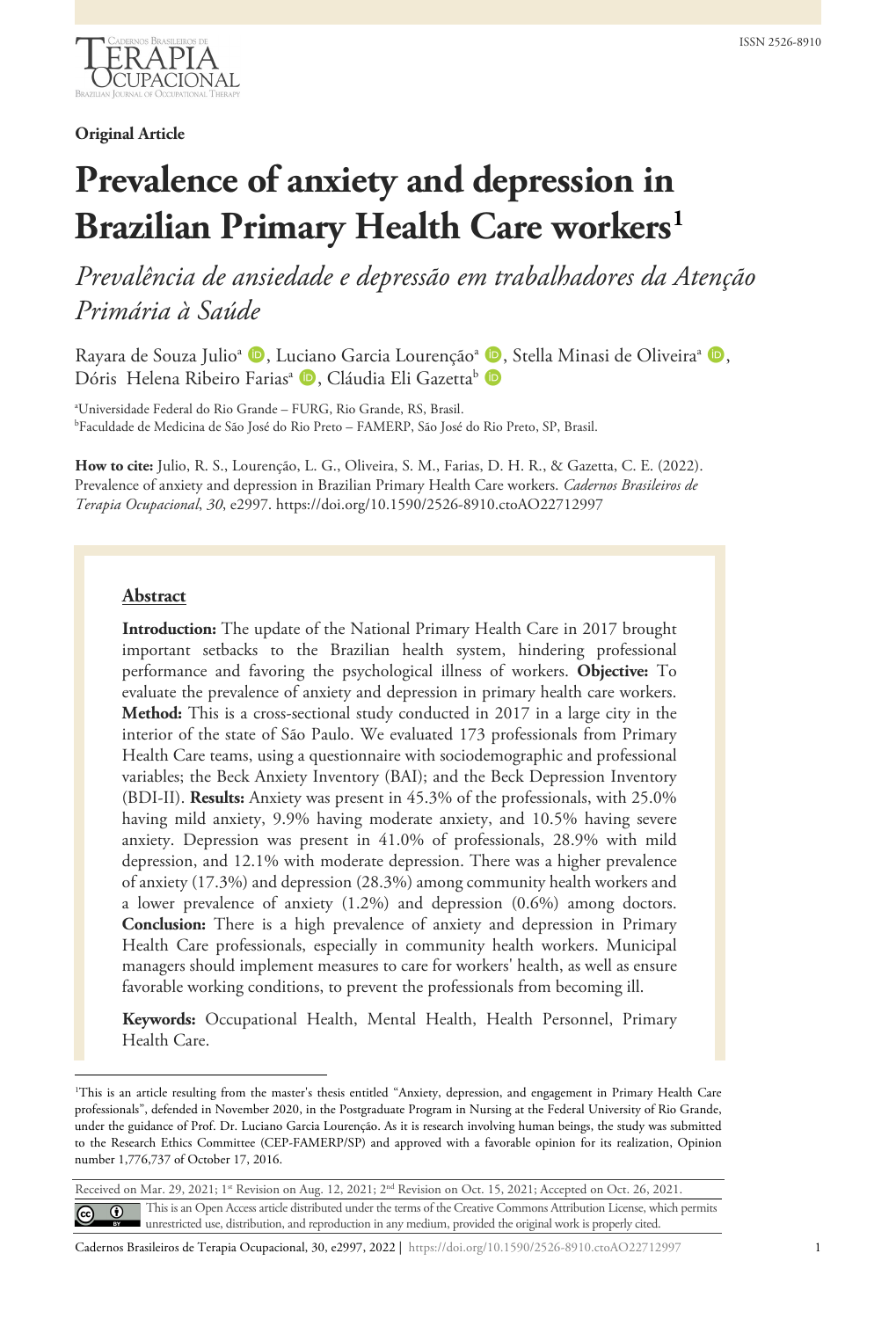**Original Article**

# Prevalence of anxiety and depression in Brazilian Primary Health Care workers[1]

*Prevalência de ansiedade e depressão em trabalhadores da Atenção Primária à Saúde*

Rayara de Souza Julio[a], Luciano Garcia Lourenção[a], Stella Minasi de Oliveira[a], Dóris Helena Ribeiro Farias[a], Cláudia Eli Gazetta[b]

[a]Universidade Federal do Rio Grande – FURG, Rio Grande, RS, Brasil.
[b]Faculdade de Medicina de São José do Rio Preto – FAMERP, São José do Rio Preto, SP, Brasil.

**How to cite:** Julio, R. S., Lourenção, L. G., Oliveira, S. M., Farias, D. H. R., & Gazetta, C. E. (2022). Prevalence of anxiety and depression in Brazilian Primary Health Care workers. *Cadernos Brasileiros de Terapia Ocupacional*, *30*, e2997. https://doi.org/10.1590/2526-8910.ctoAO22712997

## Abstract

**Introduction:** The update of the National Primary Health Care in 2017 brought important setbacks to the Brazilian health system, hindering professional performance and favoring the psychological illness of workers. **Objective:** To evaluate the prevalence of anxiety and depression in primary health care workers. **Method:** This is a cross-sectional study conducted in 2017 in a large city in the interior of the state of São Paulo. We evaluated 173 professionals from Primary Health Care teams, using a questionnaire with sociodemographic and professional variables; the Beck Anxiety Inventory (BAI); and the Beck Depression Inventory (BDI-II). **Results:** Anxiety was present in 45.3% of the professionals, with 25.0% having mild anxiety, 9.9% having moderate anxiety, and 10.5% having severe anxiety. Depression was present in 41.0% of professionals, 28.9% with mild depression, and 12.1% with moderate depression. There was a higher prevalence of anxiety (17.3%) and depression (28.3%) among community health workers and a lower prevalence of anxiety (1.2%) and depression (0.6%) among doctors. **Conclusion:** There is a high prevalence of anxiety and depression in Primary Health Care professionals, especially in community health workers. Municipal managers should implement measures to care for workers' health, as well as ensure favorable working conditions, to prevent the professionals from becoming ill.

**Keywords:** Occupational Health, Mental Health, Health Personnel, Primary Health Care.

[1]This is an article resulting from the master's thesis entitled "Anxiety, depression, and engagement in Primary Health Care professionals", defended in November 2020, in the Postgraduate Program in Nursing at the Federal University of Rio Grande, under the guidance of Prof. Dr. Luciano Garcia Lourenção. As it is research involving human beings, the study was submitted to the Research Ethics Committee (CEP-FAMERP/SP) and approved with a favorable opinion for its realization, Opinion number 1,776,737 of October 17, 2016.

Received on Mar. 29, 2021; 1st Revision on Aug. 12, 2021; 2nd Revision on Oct. 15, 2021; Accepted on Oct. 26, 2021.

This is an Open Access article distributed under the terms of the Creative Commons Attribution License, which permits unrestricted use, distribution, and reproduction in any medium, provided the original work is properly cited.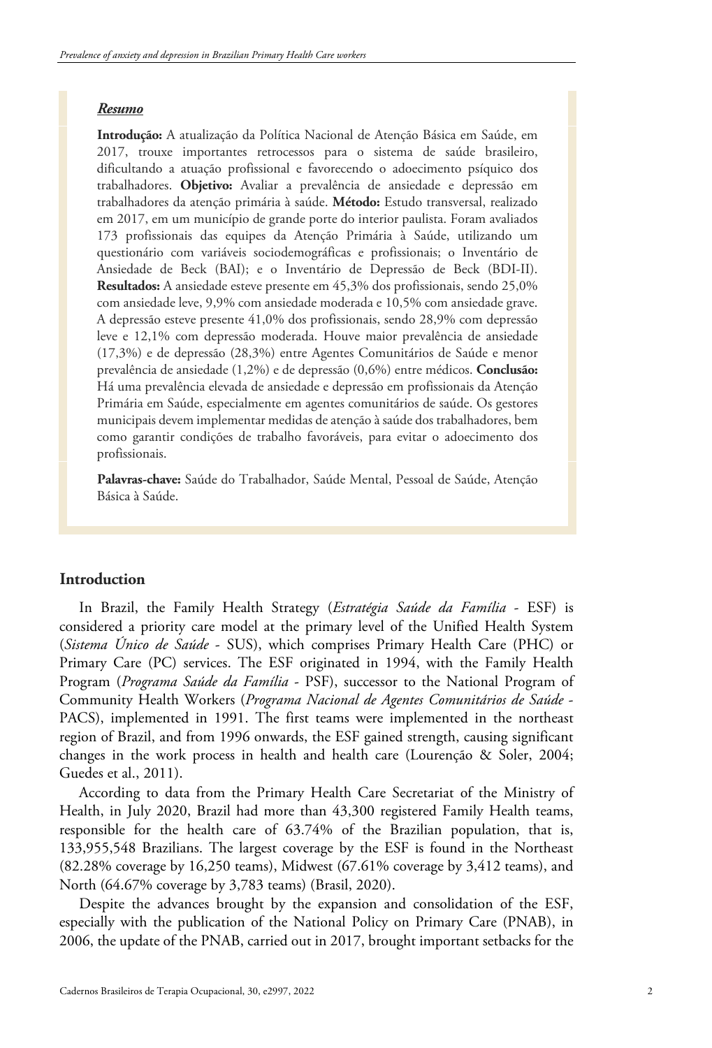***Resumo***

**Introdução:** A atualização da Política Nacional de Atenção Básica em Saúde, em 2017, trouxe importantes retrocessos para o sistema de saúde brasileiro, dificultando a atuação profissional e favorecendo o adoecimento psíquico dos trabalhadores. **Objetivo:** Avaliar a prevalência de ansiedade e depressão em trabalhadores da atenção primária à saúde. **Método:** Estudo transversal, realizado em 2017, em um município de grande porte do interior paulista. Foram avaliados 173 profissionais das equipes da Atenção Primária à Saúde, utilizando um questionário com variáveis sociodemográficas e profissionais; o Inventário de Ansiedade de Beck (BAI); e o Inventário de Depressão de Beck (BDI-II). **Resultados:** A ansiedade esteve presente em 45,3% dos profissionais, sendo 25,0% com ansiedade leve, 9,9% com ansiedade moderada e 10,5% com ansiedade grave. A depressão esteve presente 41,0% dos profissionais, sendo 28,9% com depressão leve e 12,1% com depressão moderada. Houve maior prevalência de ansiedade (17,3%) e de depressão (28,3%) entre Agentes Comunitários de Saúde e menor prevalência de ansiedade (1,2%) e de depressão (0,6%) entre médicos. **Conclusão:** Há uma prevalência elevada de ansiedade e depressão em profissionais da Atenção Primária em Saúde, especialmente em agentes comunitários de saúde. Os gestores municipais devem implementar medidas de atenção à saúde dos trabalhadores, bem como garantir condições de trabalho favoráveis, para evitar o adoecimento dos profissionais.

**Palavras-chave:** Saúde do Trabalhador, Saúde Mental, Pessoal de Saúde, Atenção Básica à Saúde.

## Introduction

In Brazil, the Family Health Strategy (*Estratégia Saúde da Família* - ESF) is considered a priority care model at the primary level of the Unified Health System (*Sistema Único de Saúde* - SUS), which comprises Primary Health Care (PHC) or Primary Care (PC) services. The ESF originated in 1994, with the Family Health Program (*Programa Saúde da Família* - PSF), successor to the National Program of Community Health Workers (*Programa Nacional de Agentes Comunitários de Saúde* - PACS), implemented in 1991. The first teams were implemented in the northeast region of Brazil, and from 1996 onwards, the ESF gained strength, causing significant changes in the work process in health and health care (Lourenção & Soler, 2004; Guedes et al., 2011).

According to data from the Primary Health Care Secretariat of the Ministry of Health, in July 2020, Brazil had more than 43,300 registered Family Health teams, responsible for the health care of 63.74% of the Brazilian population, that is, 133,955,548 Brazilians. The largest coverage by the ESF is found in the Northeast (82.28% coverage by 16,250 teams), Midwest (67.61% coverage by 3,412 teams), and North (64.67% coverage by 3,783 teams) (Brasil, 2020).

Despite the advances brought by the expansion and consolidation of the ESF, especially with the publication of the National Policy on Primary Care (PNAB), in 2006, the update of the PNAB, carried out in 2017, brought important setbacks for the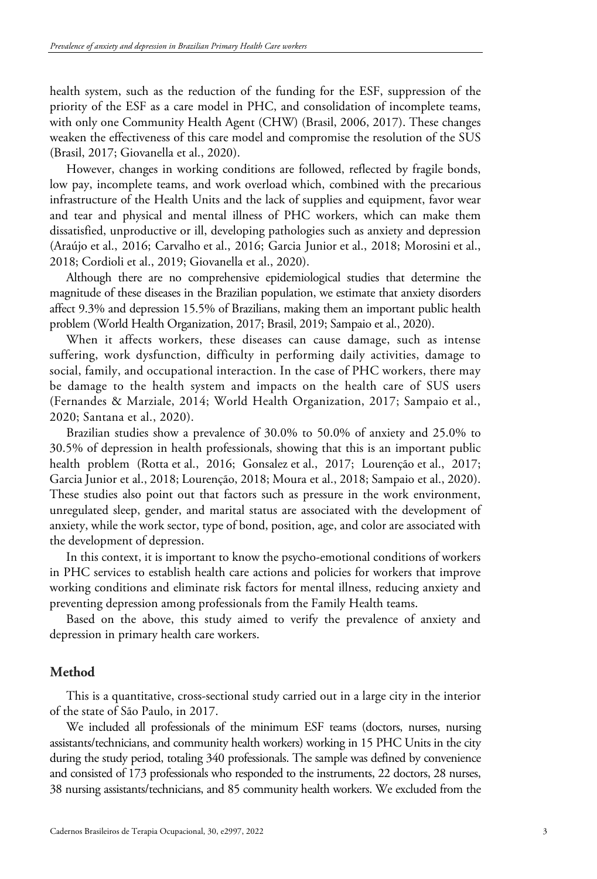health system, such as the reduction of the funding for the ESF, suppression of the priority of the ESF as a care model in PHC, and consolidation of incomplete teams, with only one Community Health Agent (CHW) (Brasil, 2006, 2017). These changes weaken the effectiveness of this care model and compromise the resolution of the SUS (Brasil, 2017; Giovanella et al., 2020).

However, changes in working conditions are followed, reflected by fragile bonds, low pay, incomplete teams, and work overload which, combined with the precarious infrastructure of the Health Units and the lack of supplies and equipment, favor wear and tear and physical and mental illness of PHC workers, which can make them dissatisfied, unproductive or ill, developing pathologies such as anxiety and depression (Araújo et al., 2016; Carvalho et al., 2016; Garcia Junior et al., 2018; Morosini et al., 2018; Cordioli et al., 2019; Giovanella et al., 2020).

Although there are no comprehensive epidemiological studies that determine the magnitude of these diseases in the Brazilian population, we estimate that anxiety disorders affect 9.3% and depression 15.5% of Brazilians, making them an important public health problem (World Health Organization, 2017; Brasil, 2019; Sampaio et al., 2020).

When it affects workers, these diseases can cause damage, such as intense suffering, work dysfunction, difficulty in performing daily activities, damage to social, family, and occupational interaction. In the case of PHC workers, there may be damage to the health system and impacts on the health care of SUS users (Fernandes & Marziale, 2014; World Health Organization, 2017; Sampaio et al., 2020; Santana et al., 2020).

Brazilian studies show a prevalence of 30.0% to 50.0% of anxiety and 25.0% to 30.5% of depression in health professionals, showing that this is an important public health problem (Rotta et al., 2016; Gonsalez et al., 2017; Lourenção et al., 2017; Garcia Junior et al., 2018; Lourenção, 2018; Moura et al., 2018; Sampaio et al., 2020). These studies also point out that factors such as pressure in the work environment, unregulated sleep, gender, and marital status are associated with the development of anxiety, while the work sector, type of bond, position, age, and color are associated with the development of depression.

In this context, it is important to know the psycho-emotional conditions of workers in PHC services to establish health care actions and policies for workers that improve working conditions and eliminate risk factors for mental illness, reducing anxiety and preventing depression among professionals from the Family Health teams.

Based on the above, this study aimed to verify the prevalence of anxiety and depression in primary health care workers.

## Method

This is a quantitative, cross-sectional study carried out in a large city in the interior of the state of São Paulo, in 2017.

We included all professionals of the minimum ESF teams (doctors, nurses, nursing assistants/technicians, and community health workers) working in 15 PHC Units in the city during the study period, totaling 340 professionals. The sample was defined by convenience and consisted of 173 professionals who responded to the instruments, 22 doctors, 28 nurses, 38 nursing assistants/technicians, and 85 community health workers. We excluded from the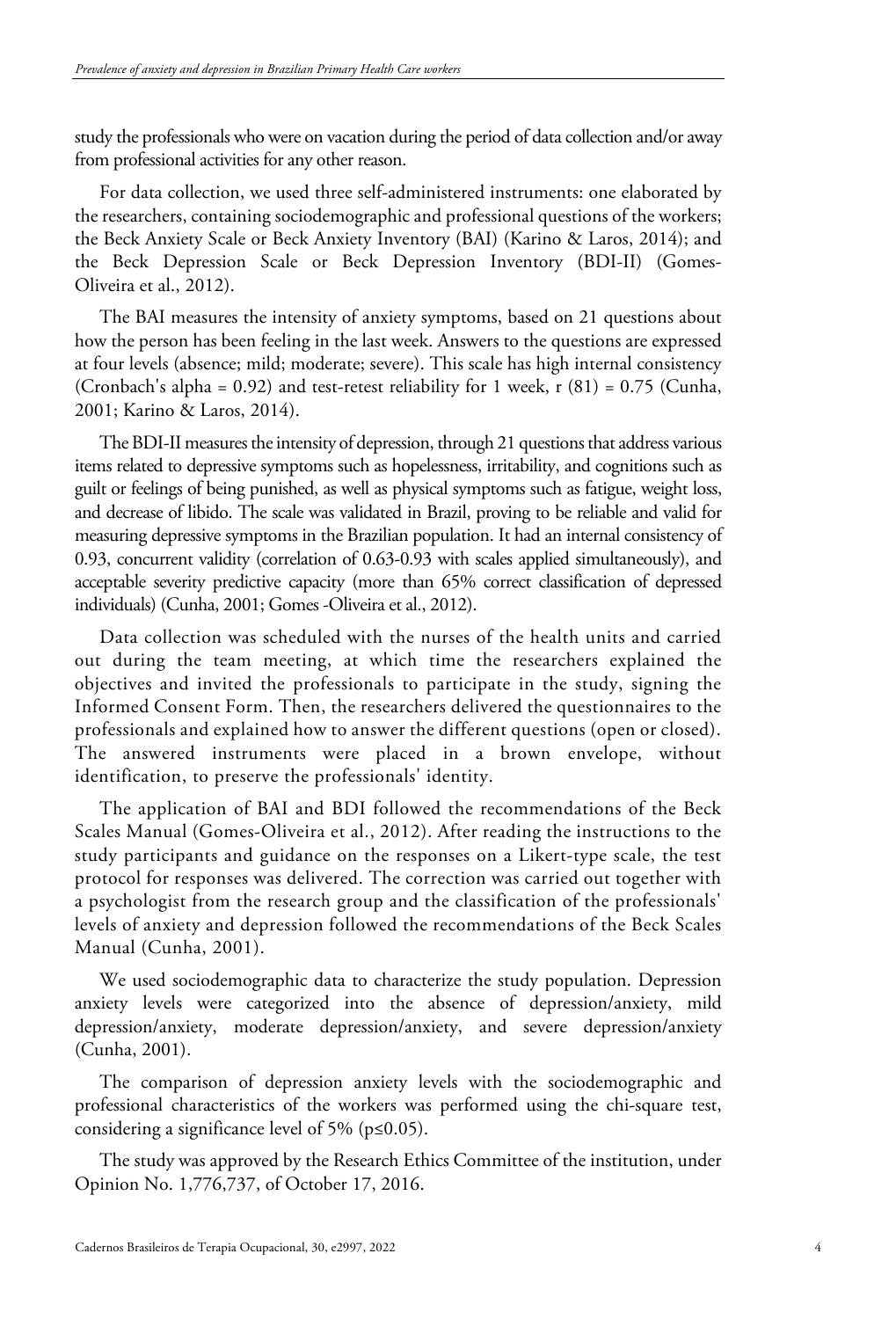study the professionals who were on vacation during the period of data collection and/or away from professional activities for any other reason.

For data collection, we used three self-administered instruments: one elaborated by the researchers, containing sociodemographic and professional questions of the workers; the Beck Anxiety Scale or Beck Anxiety Inventory (BAI) (Karino & Laros, 2014); and the Beck Depression Scale or Beck Depression Inventory (BDI-II) (Gomes-Oliveira et al., 2012).

The BAI measures the intensity of anxiety symptoms, based on 21 questions about how the person has been feeling in the last week. Answers to the questions are expressed at four levels (absence; mild; moderate; severe). This scale has high internal consistency (Cronbach's alpha = 0.92) and test-retest reliability for 1 week, $r(81) = 0.75$ (Cunha, 2001; Karino & Laros, 2014).

The BDI-II measures the intensity of depression, through 21 questions that address various items related to depressive symptoms such as hopelessness, irritability, and cognitions such as guilt or feelings of being punished, as well as physical symptoms such as fatigue, weight loss, and decrease of libido. The scale was validated in Brazil, proving to be reliable and valid for measuring depressive symptoms in the Brazilian population. It had an internal consistency of 0.93, concurrent validity (correlation of 0.63-0.93 with scales applied simultaneously), and acceptable severity predictive capacity (more than 65% correct classification of depressed individuals) (Cunha, 2001; Gomes -Oliveira et al., 2012).

Data collection was scheduled with the nurses of the health units and carried out during the team meeting, at which time the researchers explained the objectives and invited the professionals to participate in the study, signing the Informed Consent Form. Then, the researchers delivered the questionnaires to the professionals and explained how to answer the different questions (open or closed). The answered instruments were placed in a brown envelope, without identification, to preserve the professionals' identity.

The application of BAI and BDI followed the recommendations of the Beck Scales Manual (Gomes-Oliveira et al., 2012). After reading the instructions to the study participants and guidance on the responses on a Likert-type scale, the test protocol for responses was delivered. The correction was carried out together with a psychologist from the research group and the classification of the professionals' levels of anxiety and depression followed the recommendations of the Beck Scales Manual (Cunha, 2001).

We used sociodemographic data to characterize the study population. Depression anxiety levels were categorized into the absence of depression/anxiety, mild depression/anxiety, moderate depression/anxiety, and severe depression/anxiety (Cunha, 2001).

The comparison of depression anxiety levels with the sociodemographic and professional characteristics of the workers was performed using the chi-square test, considering a significance level of 5% ($p \leq 0.05$).

The study was approved by the Research Ethics Committee of the institution, under Opinion No. 1,776,737, of October 17, 2016.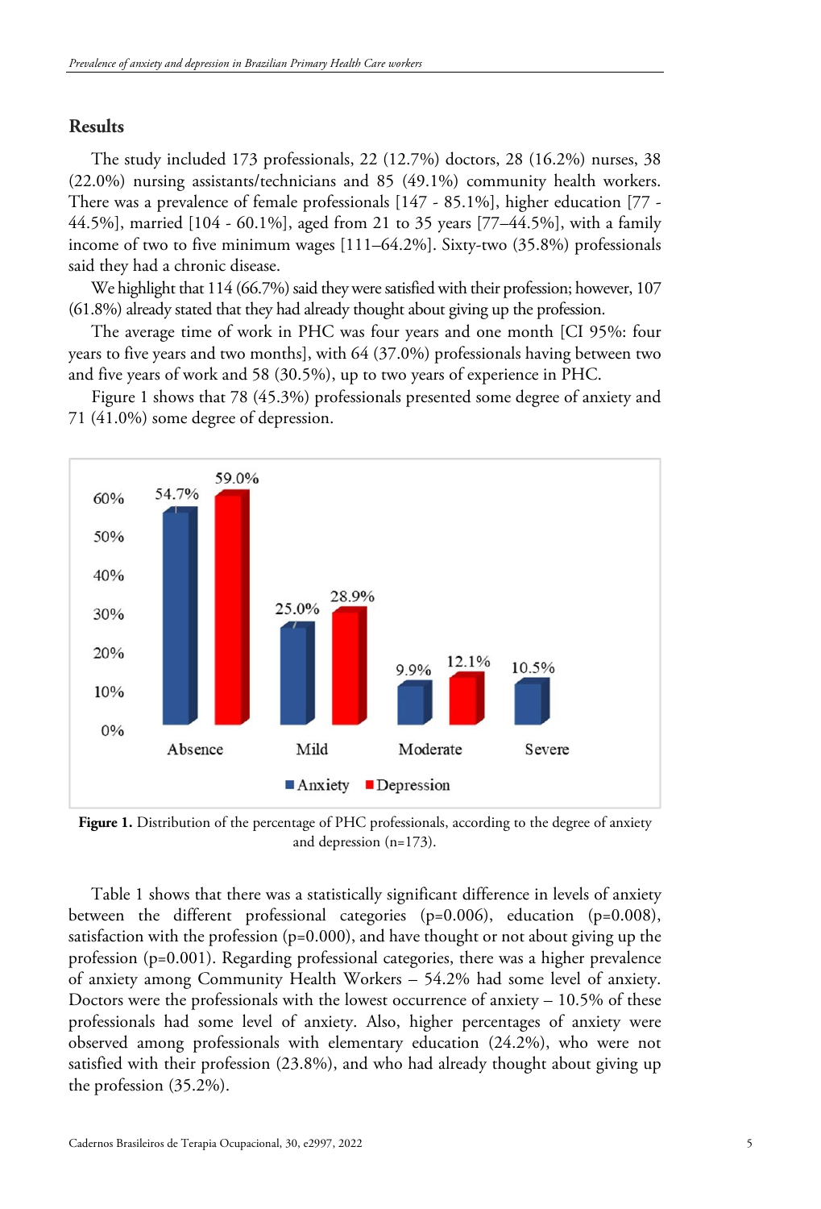## Results

The study included 173 professionals, 22 (12.7%) doctors, 28 (16.2%) nurses, 38 (22.0%) nursing assistants/technicians and 85 (49.1%) community health workers. There was a prevalence of female professionals [147 - 85.1%], higher education [77 - 44.5%], married [104 - 60.1%], aged from 21 to 35 years [77–44.5%], with a family income of two to five minimum wages [111–64.2%]. Sixty-two (35.8%) professionals said they had a chronic disease.

We highlight that 114 (66.7%) said they were satisfied with their profession; however, 107 (61.8%) already stated that they had already thought about giving up the profession.

The average time of work in PHC was four years and one month [CI 95%: four years to five years and two months], with 64 (37.0%) professionals having between two and five years of work and 58 (30.5%), up to two years of experience in PHC.

Figure 1 shows that 78 (45.3%) professionals presented some degree of anxiety and 71 (41.0%) some degree of depression.

| | Absence | Mild | Moderate | Severe |
|---|---|---|---|---|
| Anxiety | 54.7% | 25.0% | 9.9% | 10.5% |
| Depression | 59.0% | 28.9% | 12.1% | |

**Figure 1.** Distribution of the percentage of PHC professionals, according to the degree of anxiety and depression (n=173).

Table 1 shows that there was a statistically significant difference in levels of anxiety between the different professional categories (p=0.006), education (p=0.008), satisfaction with the profession (p=0.000), and have thought or not about giving up the profession (p=0.001). Regarding professional categories, there was a higher prevalence of anxiety among Community Health Workers – 54.2% had some level of anxiety. Doctors were the professionals with the lowest occurrence of anxiety – 10.5% of these professionals had some level of anxiety. Also, higher percentages of anxiety were observed among professionals with elementary education (24.2%), who were not satisfied with their profession (23.8%), and who had already thought about giving up the profession (35.2%).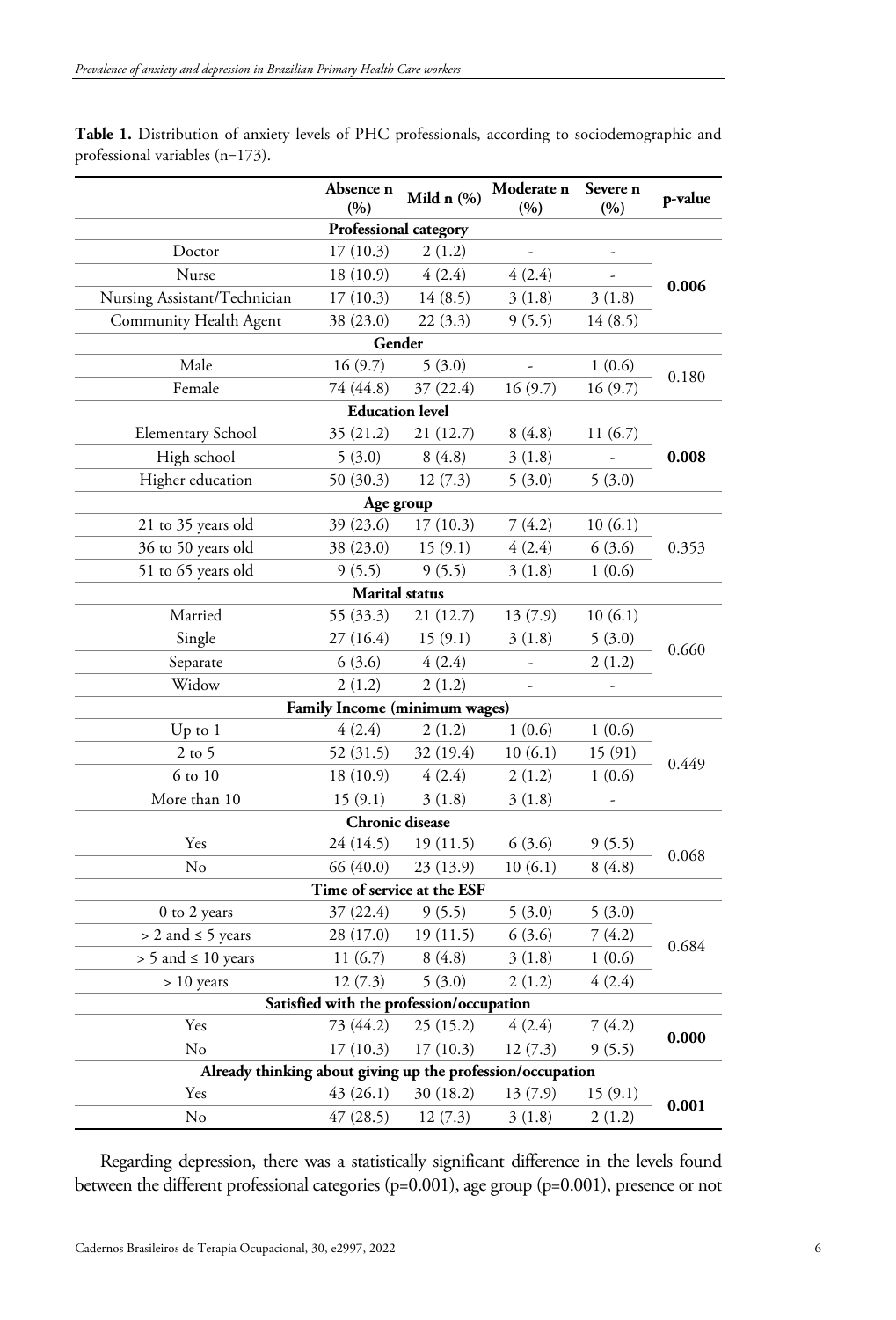**Table 1.** Distribution of anxiety levels of PHC professionals, according to sociodemographic and professional variables (n=173).

| | Absence n (%) | Mild n (%) | Moderate n (%) | Severe n (%) | p-value |
|---|---|---|---|---|---|
| **Professional category** | | | | | |
| Doctor | 17 (10.3) | 2 (1.2) | - | - | **0.006** |
| Nurse | 18 (10.9) | 4 (2.4) | 4 (2.4) | - | |
| Nursing Assistant/Technician | 17 (10.3) | 14 (8.5) | 3 (1.8) | 3 (1.8) | |
| Community Health Agent | 38 (23.0) | 22 (3.3) | 9 (5.5) | 14 (8.5) | |
| **Gender** | | | | | |
| Male | 16 (9.7) | 5 (3.0) | - | 1 (0.6) | 0.180 |
| Female | 74 (44.8) | 37 (22.4) | 16 (9.7) | 16 (9.7) | |
| **Education level** | | | | | |
| Elementary School | 35 (21.2) | 21 (12.7) | 8 (4.8) | 11 (6.7) | **0.008** |
| High school | 5 (3.0) | 8 (4.8) | 3 (1.8) | - | |
| Higher education | 50 (30.3) | 12 (7.3) | 5 (3.0) | 5 (3.0) | |
| **Age group** | | | | | |
| 21 to 35 years old | 39 (23.6) | 17 (10.3) | 7 (4.2) | 10 (6.1) | 0.353 |
| 36 to 50 years old | 38 (23.0) | 15 (9.1) | 4 (2.4) | 6 (3.6) | |
| 51 to 65 years old | 9 (5.5) | 9 (5.5) | 3 (1.8) | 1 (0.6) | |
| **Marital status** | | | | | |
| Married | 55 (33.3) | 21 (12.7) | 13 (7.9) | 10 (6.1) | 0.660 |
| Single | 27 (16.4) | 15 (9.1) | 3 (1.8) | 5 (3.0) | |
| Separate | 6 (3.6) | 4 (2.4) | - | 2 (1.2) | |
| Widow | 2 (1.2) | 2 (1.2) | - | - | |
| **Family Income (minimum wages)** | | | | | |
| Up to 1 | 4 (2.4) | 2 (1.2) | 1 (0.6) | 1 (0.6) | 0.449 |
| 2 to 5 | 52 (31.5) | 32 (19.4) | 10 (6.1) | 15 (91) | |
| 6 to 10 | 18 (10.9) | 4 (2.4) | 2 (1.2) | 1 (0.6) | |
| More than 10 | 15 (9.1) | 3 (1.8) | 3 (1.8) | - | |
| **Chronic disease** | | | | | |
| Yes | 24 (14.5) | 19 (11.5) | 6 (3.6) | 9 (5.5) | 0.068 |
| No | 66 (40.0) | 23 (13.9) | 10 (6.1) | 8 (4.8) | |
| **Time of service at the ESF** | | | | | |
| 0 to 2 years | 37 (22.4) | 9 (5.5) | 5 (3.0) | 5 (3.0) | 0.684 |
| > 2 and ≤ 5 years | 28 (17.0) | 19 (11.5) | 6 (3.6) | 7 (4.2) | |
| > 5 and ≤ 10 years | 11 (6.7) | 8 (4.8) | 3 (1.8) | 1 (0.6) | |
| > 10 years | 12 (7.3) | 5 (3.0) | 2 (1.2) | 4 (2.4) | |
| **Satisfied with the profession/occupation** | | | | | |
| Yes | 73 (44.2) | 25 (15.2) | 4 (2.4) | 7 (4.2) | **0.000** |
| No | 17 (10.3) | 17 (10.3) | 12 (7.3) | 9 (5.5) | |
| **Already thinking about giving up the profession/occupation** | | | | | |
| Yes | 43 (26.1) | 30 (18.2) | 13 (7.9) | 15 (9.1) | **0.001** |
| No | 47 (28.5) | 12 (7.3) | 3 (1.8) | 2 (1.2) | |

Regarding depression, there was a statistically significant difference in the levels found between the different professional categories (p=0.001), age group (p=0.001), presence or not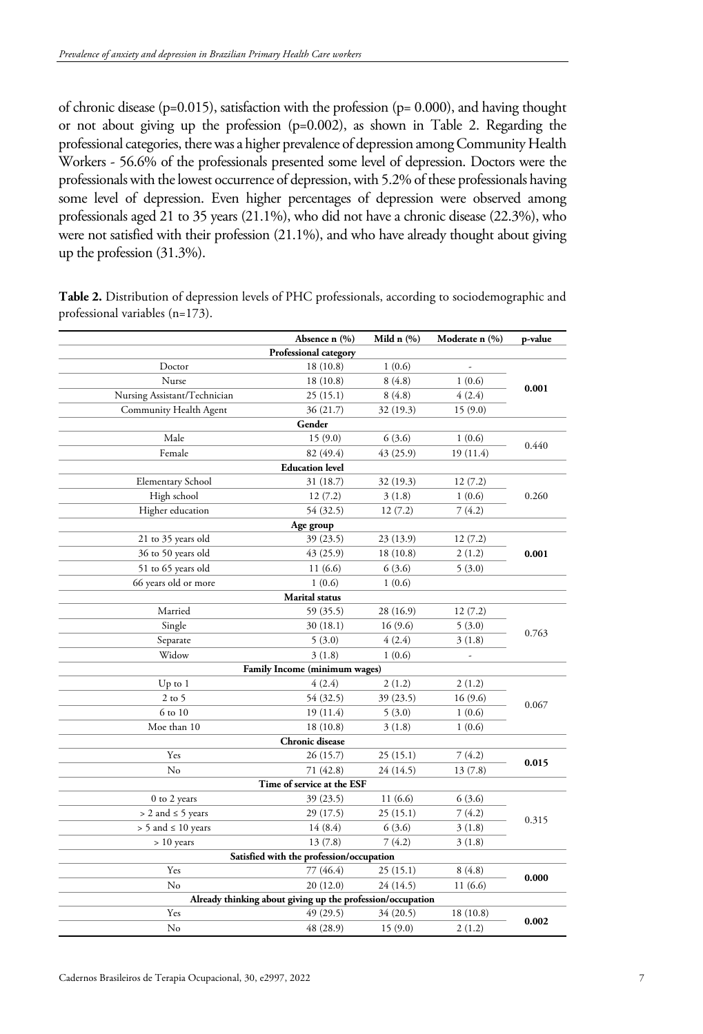of chronic disease (p=0.015), satisfaction with the profession (p= 0.000), and having thought or not about giving up the profession (p=0.002), as shown in Table 2. Regarding the professional categories, there was a higher prevalence of depression among Community Health Workers - 56.6% of the professionals presented some level of depression. Doctors were the professionals with the lowest occurrence of depression, with 5.2% of these professionals having some level of depression. Even higher percentages of depression were observed among professionals aged 21 to 35 years (21.1%), who did not have a chronic disease (22.3%), who were not satisfied with their profession (21.1%), and who have already thought about giving up the profession (31.3%).

**Table 2.** Distribution of depression levels of PHC professionals, according to sociodemographic and professional variables (n=173).

| | Absence n (%) | Mild n (%) | Moderate n (%) | p-value |
|---|---|---|---|---|
| **Professional category** | | | | |
| Doctor | 18 (10.8) | 1 (0.6) | - | **0.001** |
| Nurse | 18 (10.8) | 8 (4.8) | 1 (0.6) | |
| Nursing Assistant/Technician | 25 (15.1) | 8 (4.8) | 4 (2.4) | |
| Community Health Agent | 36 (21.7) | 32 (19.3) | 15 (9.0) | |
| **Gender** | | | | |
| Male | 15 (9.0) | 6 (3.6) | 1 (0.6) | 0.440 |
| Female | 82 (49.4) | 43 (25.9) | 19 (11.4) | |
| **Education level** | | | | |
| Elementary School | 31 (18.7) | 32 (19.3) | 12 (7.2) | 0.260 |
| High school | 12 (7.2) | 3 (1.8) | 1 (0.6) | |
| Higher education | 54 (32.5) | 12 (7.2) | 7 (4.2) | |
| **Age group** | | | | |
| 21 to 35 years old | 39 (23.5) | 23 (13.9) | 12 (7.2) | **0.001** |
| 36 to 50 years old | 43 (25.9) | 18 (10.8) | 2 (1.2) | |
| 51 to 65 years old | 11 (6.6) | 6 (3.6) | 5 (3.0) | |
| 66 years old or more | 1 (0.6) | 1 (0.6) | | |
| **Marital status** | | | | |
| Married | 59 (35.5) | 28 (16.9) | 12 (7.2) | 0.763 |
| Single | 30 (18.1) | 16 (9.6) | 5 (3.0) | |
| Separate | 5 (3.0) | 4 (2.4) | 3 (1.8) | |
| Widow | 3 (1.8) | 1 (0.6) | - | |
| **Family Income (minimum wages)** | | | | |
| Up to 1 | 4 (2.4) | 2 (1.2) | 2 (1.2) | 0.067 |
| 2 to 5 | 54 (32.5) | 39 (23.5) | 16 (9.6) | |
| 6 to 10 | 19 (11.4) | 5 (3.0) | 1 (0.6) | |
| Moe than 10 | 18 (10.8) | 3 (1.8) | 1 (0.6) | |
| **Chronic disease** | | | | |
| Yes | 26 (15.7) | 25 (15.1) | 7 (4.2) | **0.015** |
| No | 71 (42.8) | 24 (14.5) | 13 (7.8) | |
| **Time of service at the ESF** | | | | |
| 0 to 2 years | 39 (23.5) | 11 (6.6) | 6 (3.6) | 0.315 |
| > 2 and ≤ 5 years | 29 (17.5) | 25 (15.1) | 7 (4.2) | |
| > 5 and ≤ 10 years | 14 (8.4) | 6 (3.6) | 3 (1.8) | |
| > 10 years | 13 (7.8) | 7 (4.2) | 3 (1.8) | |
| **Satisfied with the profession/occupation** | | | | |
| Yes | 77 (46.4) | 25 (15.1) | 8 (4.8) | **0.000** |
| No | 20 (12.0) | 24 (14.5) | 11 (6.6) | |
| **Already thinking about giving up the profession/occupation** | | | | |
| Yes | 49 (29.5) | 34 (20.5) | 18 (10.8) | **0.002** |
| No | 48 (28.9) | 15 (9.0) | 2 (1.2) | |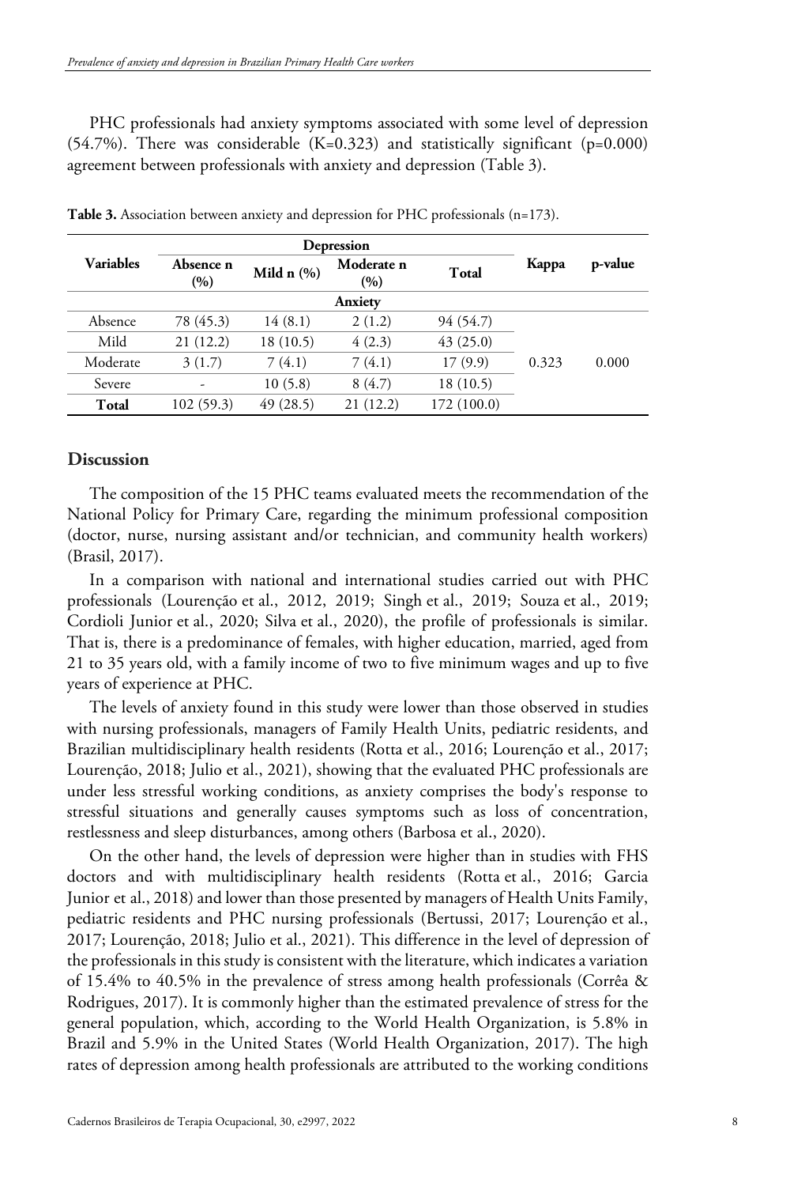PHC professionals had anxiety symptoms associated with some level of depression (54.7%). There was considerable (K=0.323) and statistically significant (p=0.000) agreement between professionals with anxiety and depression (Table 3).

**Table 3.** Association between anxiety and depression for PHC professionals (n=173).

| Variables | Depression | | | | Kappa | p-value |
|---|---|---|---|---|---|---|
| | Absence n (%) | Mild n (%) | Moderate n (%) | Total | | |
| **Anxiety** | | | | | | |
| Absence | 78 (45.3) | 14 (8.1) | 2 (1.2) | 94 (54.7) | 0.323 | 0.000 |
| Mild | 21 (12.2) | 18 (10.5) | 4 (2.3) | 43 (25.0) | | |
| Moderate | 3 (1.7) | 7 (4.1) | 7 (4.1) | 17 (9.9) | | |
| Severe | - | 10 (5.8) | 8 (4.7) | 18 (10.5) | | |
| **Total** | 102 (59.3) | 49 (28.5) | 21 (12.2) | 172 (100.0) | | |

## Discussion

The composition of the 15 PHC teams evaluated meets the recommendation of the National Policy for Primary Care, regarding the minimum professional composition (doctor, nurse, nursing assistant and/or technician, and community health workers) (Brasil, 2017).

In a comparison with national and international studies carried out with PHC professionals (Lourenção et al., 2012, 2019; Singh et al., 2019; Souza et al., 2019; Cordioli Junior et al., 2020; Silva et al., 2020), the profile of professionals is similar. That is, there is a predominance of females, with higher education, married, aged from 21 to 35 years old, with a family income of two to five minimum wages and up to five years of experience at PHC.

The levels of anxiety found in this study were lower than those observed in studies with nursing professionals, managers of Family Health Units, pediatric residents, and Brazilian multidisciplinary health residents (Rotta et al., 2016; Lourenção et al., 2017; Lourenção, 2018; Julio et al., 2021), showing that the evaluated PHC professionals are under less stressful working conditions, as anxiety comprises the body's response to stressful situations and generally causes symptoms such as loss of concentration, restlessness and sleep disturbances, among others (Barbosa et al., 2020).

On the other hand, the levels of depression were higher than in studies with FHS doctors and with multidisciplinary health residents (Rotta et al., 2016; Garcia Junior et al., 2018) and lower than those presented by managers of Health Units Family, pediatric residents and PHC nursing professionals (Bertussi, 2017; Lourenção et al., 2017; Lourenção, 2018; Julio et al., 2021). This difference in the level of depression of the professionals in this study is consistent with the literature, which indicates a variation of 15.4% to 40.5% in the prevalence of stress among health professionals (Corrêa & Rodrigues, 2017). It is commonly higher than the estimated prevalence of stress for the general population, which, according to the World Health Organization, is 5.8% in Brazil and 5.9% in the United States (World Health Organization, 2017). The high rates of depression among health professionals are attributed to the working conditions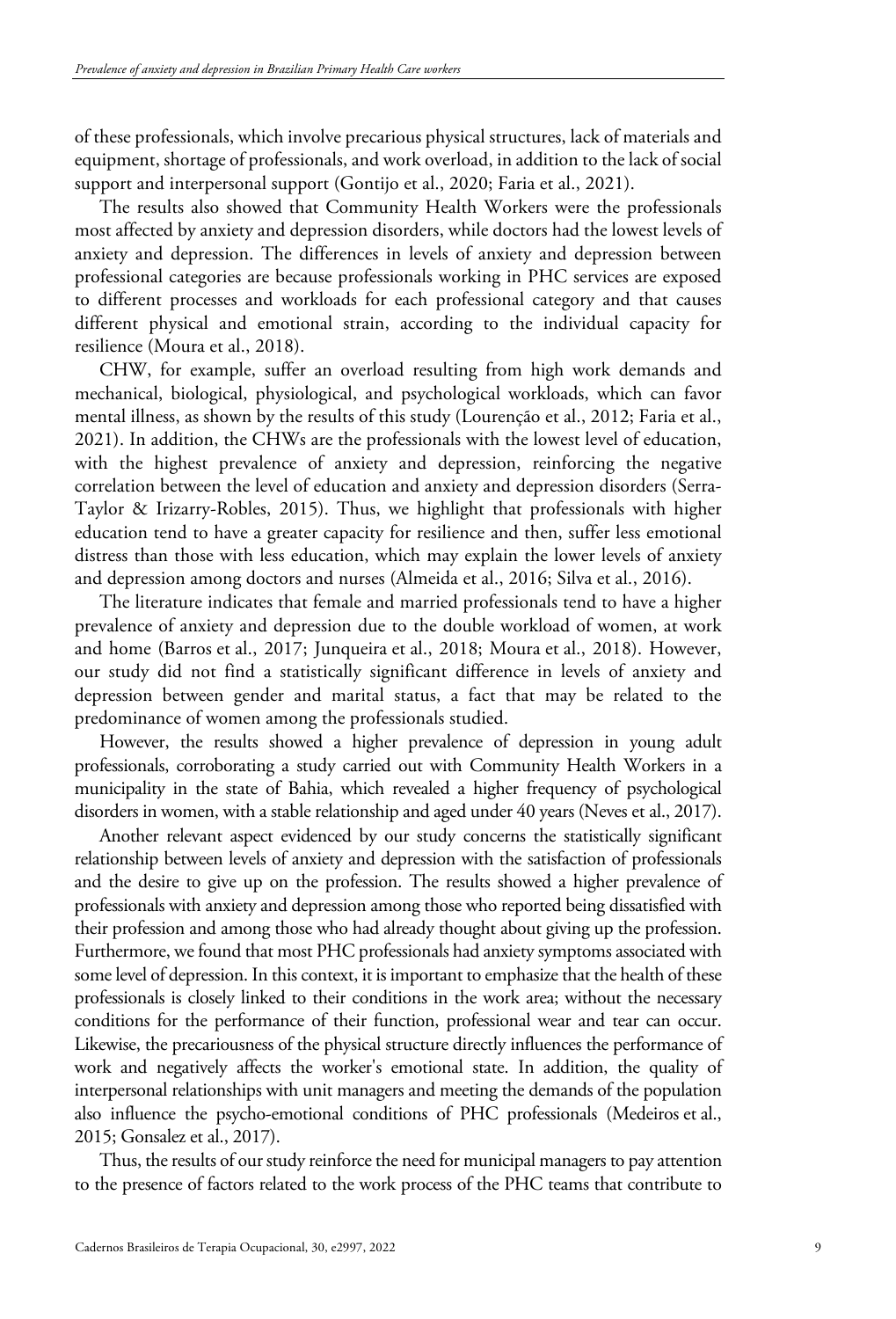of these professionals, which involve precarious physical structures, lack of materials and equipment, shortage of professionals, and work overload, in addition to the lack of social support and interpersonal support (Gontijo et al., 2020; Faria et al., 2021).

The results also showed that Community Health Workers were the professionals most affected by anxiety and depression disorders, while doctors had the lowest levels of anxiety and depression. The differences in levels of anxiety and depression between professional categories are because professionals working in PHC services are exposed to different processes and workloads for each professional category and that causes different physical and emotional strain, according to the individual capacity for resilience (Moura et al., 2018).

CHW, for example, suffer an overload resulting from high work demands and mechanical, biological, physiological, and psychological workloads, which can favor mental illness, as shown by the results of this study (Lourenção et al., 2012; Faria et al., 2021). In addition, the CHWs are the professionals with the lowest level of education, with the highest prevalence of anxiety and depression, reinforcing the negative correlation between the level of education and anxiety and depression disorders (Serra-Taylor & Irizarry-Robles, 2015). Thus, we highlight that professionals with higher education tend to have a greater capacity for resilience and then, suffer less emotional distress than those with less education, which may explain the lower levels of anxiety and depression among doctors and nurses (Almeida et al., 2016; Silva et al., 2016).

The literature indicates that female and married professionals tend to have a higher prevalence of anxiety and depression due to the double workload of women, at work and home (Barros et al., 2017; Junqueira et al., 2018; Moura et al., 2018). However, our study did not find a statistically significant difference in levels of anxiety and depression between gender and marital status, a fact that may be related to the predominance of women among the professionals studied.

However, the results showed a higher prevalence of depression in young adult professionals, corroborating a study carried out with Community Health Workers in a municipality in the state of Bahia, which revealed a higher frequency of psychological disorders in women, with a stable relationship and aged under 40 years (Neves et al., 2017).

Another relevant aspect evidenced by our study concerns the statistically significant relationship between levels of anxiety and depression with the satisfaction of professionals and the desire to give up on the profession. The results showed a higher prevalence of professionals with anxiety and depression among those who reported being dissatisfied with their profession and among those who had already thought about giving up the profession. Furthermore, we found that most PHC professionals had anxiety symptoms associated with some level of depression. In this context, it is important to emphasize that the health of these professionals is closely linked to their conditions in the work area; without the necessary conditions for the performance of their function, professional wear and tear can occur. Likewise, the precariousness of the physical structure directly influences the performance of work and negatively affects the worker's emotional state. In addition, the quality of interpersonal relationships with unit managers and meeting the demands of the population also influence the psycho-emotional conditions of PHC professionals (Medeiros et al., 2015; Gonsalez et al., 2017).

Thus, the results of our study reinforce the need for municipal managers to pay attention to the presence of factors related to the work process of the PHC teams that contribute to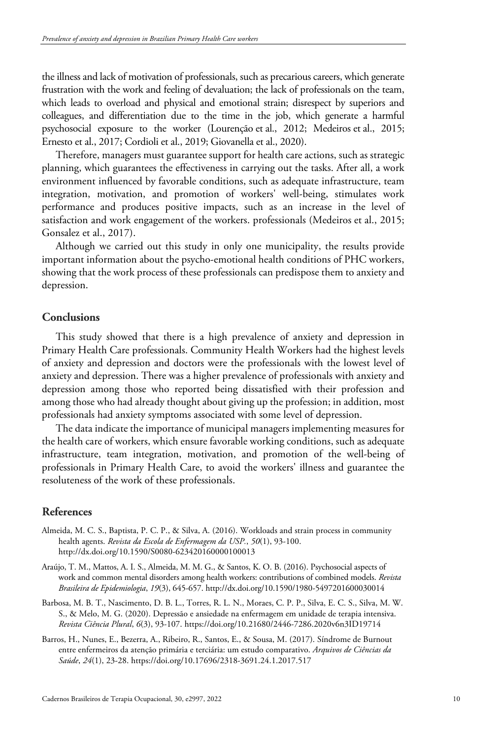the illness and lack of motivation of professionals, such as precarious careers, which generate frustration with the work and feeling of devaluation; the lack of professionals on the team, which leads to overload and physical and emotional strain; disrespect by superiors and colleagues, and differentiation due to the time in the job, which generate a harmful psychosocial exposure to the worker (Lourenção et al., 2012; Medeiros et al., 2015; Ernesto et al., 2017; Cordioli et al., 2019; Giovanella et al., 2020).

Therefore, managers must guarantee support for health care actions, such as strategic planning, which guarantees the effectiveness in carrying out the tasks. After all, a work environment influenced by favorable conditions, such as adequate infrastructure, team integration, motivation, and promotion of workers' well-being, stimulates work performance and produces positive impacts, such as an increase in the level of satisfaction and work engagement of the workers. professionals (Medeiros et al., 2015; Gonsalez et al., 2017).

Although we carried out this study in only one municipality, the results provide important information about the psycho-emotional health conditions of PHC workers, showing that the work process of these professionals can predispose them to anxiety and depression.

## Conclusions

This study showed that there is a high prevalence of anxiety and depression in Primary Health Care professionals. Community Health Workers had the highest levels of anxiety and depression and doctors were the professionals with the lowest level of anxiety and depression. There was a higher prevalence of professionals with anxiety and depression among those who reported being dissatisfied with their profession and among those who had already thought about giving up the profession; in addition, most professionals had anxiety symptoms associated with some level of depression.

The data indicate the importance of municipal managers implementing measures for the health care of workers, which ensure favorable working conditions, such as adequate infrastructure, team integration, motivation, and promotion of the well-being of professionals in Primary Health Care, to avoid the workers' illness and guarantee the resoluteness of the work of these professionals.

## References

Almeida, M. C. S., Baptista, P. C. P., & Silva, A. (2016). Workloads and strain process in community health agents. *Revista da Escola de Enfermagem da USP*., *50*(1), 93-100. http://dx.doi.org/10.1590/S0080-623420160000100013

Araújo, T. M., Mattos, A. I. S., Almeida, M. M. G., & Santos, K. O. B. (2016). Psychosocial aspects of work and common mental disorders among health workers: contributions of combined models. *Revista Brasileira de Epidemiologia*, *19*(3), 645-657. http://dx.doi.org/10.1590/1980-5497201600030014

Barbosa, M. B. T., Nascimento, D. B. L., Torres, R. L. N., Moraes, C. P. P., Silva, E. C. S., Silva, M. W. S., & Melo, M. G. (2020). Depressão e ansiedade na enfermagem em unidade de terapia intensiva. *Revista Ciência Plural*, *6*(3), 93-107. https://doi.org/10.21680/2446-7286.2020v6n3ID19714

Barros, H., Nunes, E., Bezerra, A., Ribeiro, R., Santos, E., & Sousa, M. (2017). Síndrome de Burnout entre enfermeiros da atenção primária e terciária: um estudo comparativo. *Arquivos de Ciências da Saúde*, *24*(1), 23-28. https://doi.org/10.17696/2318-3691.24.1.2017.517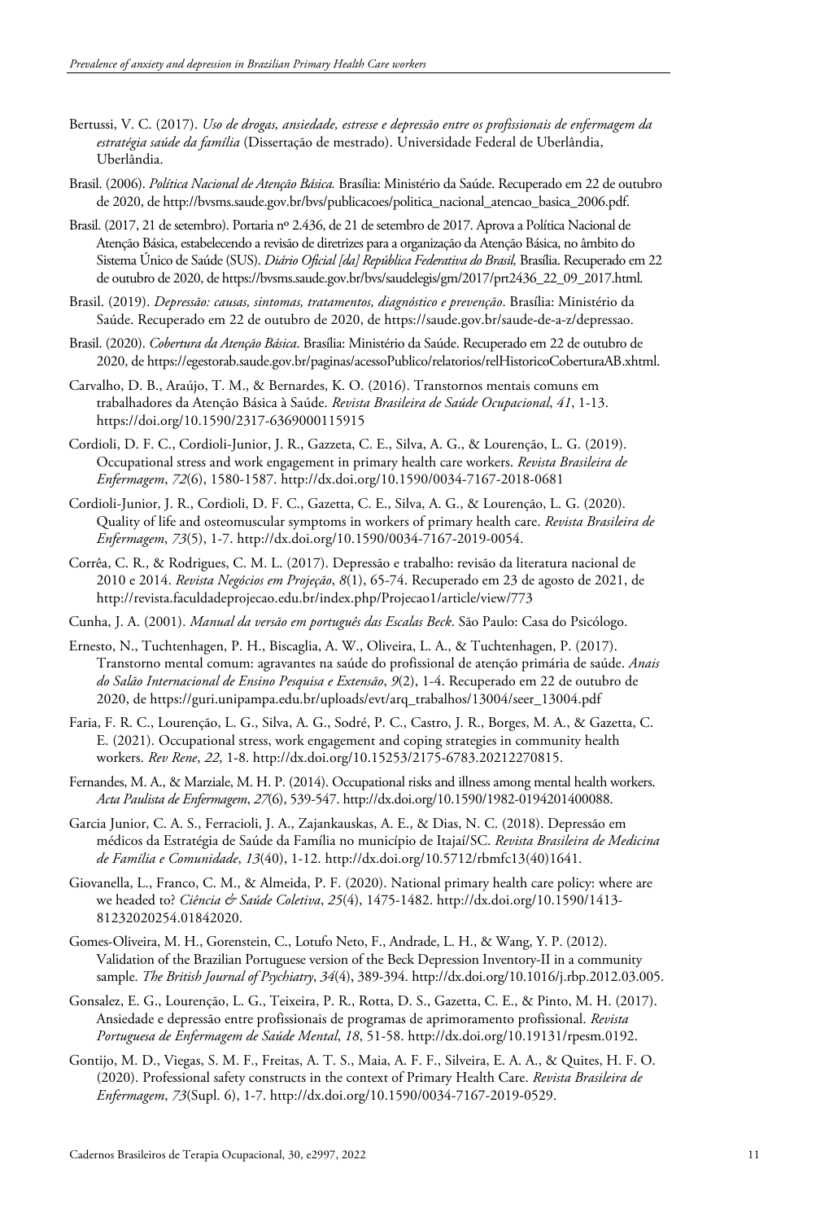Bertussi, V. C. (2017). *Uso de drogas, ansiedade, estresse e depressão entre os profissionais de enfermagem da estratégia saúde da família* (Dissertação de mestrado). Universidade Federal de Uberlândia, Uberlândia.

Brasil. (2006). *Política Nacional de Atenção Básica.* Brasília: Ministério da Saúde. Recuperado em 22 de outubro de 2020, de http://bvsms.saude.gov.br/bvs/publicacoes/politica_nacional_atencao_basica_2006.pdf.

Brasil. (2017, 21 de setembro). Portaria nº 2.436, de 21 de setembro de 2017. Aprova a Política Nacional de Atenção Básica, estabelecendo a revisão de diretrizes para a organização da Atenção Básica, no âmbito do Sistema Único de Saúde (SUS). *Diário Oficial [da] República Federativa do Brasil,* Brasília. Recuperado em 22 de outubro de 2020, de https://bvsms.saude.gov.br/bvs/saudelegis/gm/2017/prt2436_22_09_2017.html.

Brasil. (2019). *Depressão: causas, sintomas, tratamentos, diagnóstico e prevenção*. Brasília: Ministério da Saúde. Recuperado em 22 de outubro de 2020, de https://saude.gov.br/saude-de-a-z/depressao.

Brasil. (2020). *Cobertura da Atenção Básica*. Brasília: Ministério da Saúde. Recuperado em 22 de outubro de 2020, de https://egestorab.saude.gov.br/paginas/acessoPublico/relatorios/relHistoricoCoberturaAB.xhtml.

Carvalho, D. B., Araújo, T. M., & Bernardes, K. O. (2016). Transtornos mentais comuns em trabalhadores da Atenção Básica à Saúde. *Revista Brasileira de Saúde Ocupacional*, *41*, 1-13. https://doi.org/10.1590/2317-6369000115915

Cordioli, D. F. C., Cordioli-Junior, J. R., Gazzeta, C. E., Silva, A. G., & Lourenção, L. G. (2019). Occupational stress and work engagement in primary health care workers. *Revista Brasileira de Enfermagem*, *72*(6), 1580-1587. http://dx.doi.org/10.1590/0034-7167-2018-0681

Cordioli-Junior, J. R., Cordioli, D. F. C., Gazetta, C. E., Silva, A. G., & Lourenção, L. G. (2020). Quality of life and osteomuscular symptoms in workers of primary health care. *Revista Brasileira de Enfermagem*, *73*(5), 1-7. http://dx.doi.org/10.1590/0034-7167-2019-0054.

Corrêa, C. R., & Rodrigues, C. M. L. (2017). Depressão e trabalho: revisão da literatura nacional de 2010 e 2014. *Revista Negócios em Projeção*, *8*(1), 65-74. Recuperado em 23 de agosto de 2021, de http://revista.faculdadeprojecao.edu.br/index.php/Projecao1/article/view/773

Cunha, J. A. (2001). *Manual da versão em português das Escalas Beck*. São Paulo: Casa do Psicólogo.

Ernesto, N., Tuchtenhagen, P. H., Biscaglia, A. W., Oliveira, L. A., & Tuchtenhagen, P. (2017). Transtorno mental comum: agravantes na saúde do profissional de atenção primária de saúde. *Anais do Salão Internacional de Ensino Pesquisa e Extensão*, *9*(2), 1-4. Recuperado em 22 de outubro de 2020, de https://guri.unipampa.edu.br/uploads/evt/arq_trabalhos/13004/seer_13004.pdf

Faria, F. R. C., Lourenção, L. G., Silva, A. G., Sodré, P. C., Castro, J. R., Borges, M. A., & Gazetta, C. E. (2021). Occupational stress, work engagement and coping strategies in community health workers. *Rev Rene*, *22*, 1-8. http://dx.doi.org/10.15253/2175-6783.20212270815.

Fernandes, M. A., & Marziale, M. H. P. (2014). Occupational risks and illness among mental health workers. *Acta Paulista de Enfermagem*, *27*(6), 539-547. http://dx.doi.org/10.1590/1982-0194201400088.

Garcia Junior, C. A. S., Ferracioli, J. A., Zajankauskas, A. E., & Dias, N. C. (2018). Depressão em médicos da Estratégia de Saúde da Família no município de Itajaí/SC. *Revista Brasileira de Medicina de Família e Comunidade*, *13*(40), 1-12. http://dx.doi.org/10.5712/rbmfc13(40)1641.

Giovanella, L., Franco, C. M., & Almeida, P. F. (2020). National primary health care policy: where are we headed to? *Ciência & Saúde Coletiva*, *25*(4), 1475-1482. http://dx.doi.org/10.1590/1413-81232020254.01842020.

Gomes-Oliveira, M. H., Gorenstein, C., Lotufo Neto, F., Andrade, L. H., & Wang, Y. P. (2012). Validation of the Brazilian Portuguese version of the Beck Depression Inventory-II in a community sample. *The British Journal of Psychiatry*, *34*(4), 389-394. http://dx.doi.org/10.1016/j.rbp.2012.03.005.

Gonsalez, E. G., Lourenção, L. G., Teixeira, P. R., Rotta, D. S., Gazetta, C. E., & Pinto, M. H. (2017). Ansiedade e depressão entre profissionais de programas de aprimoramento profissional. *Revista Portuguesa de Enfermagem de Saúde Mental*, *18*, 51-58. http://dx.doi.org/10.19131/rpesm.0192.

Gontijo, M. D., Viegas, S. M. F., Freitas, A. T. S., Maia, A. F. F., Silveira, E. A. A., & Quites, H. F. O. (2020). Professional safety constructs in the context of Primary Health Care. *Revista Brasileira de Enfermagem*, *73*(Supl. 6), 1-7. http://dx.doi.org/10.1590/0034-7167-2019-0529.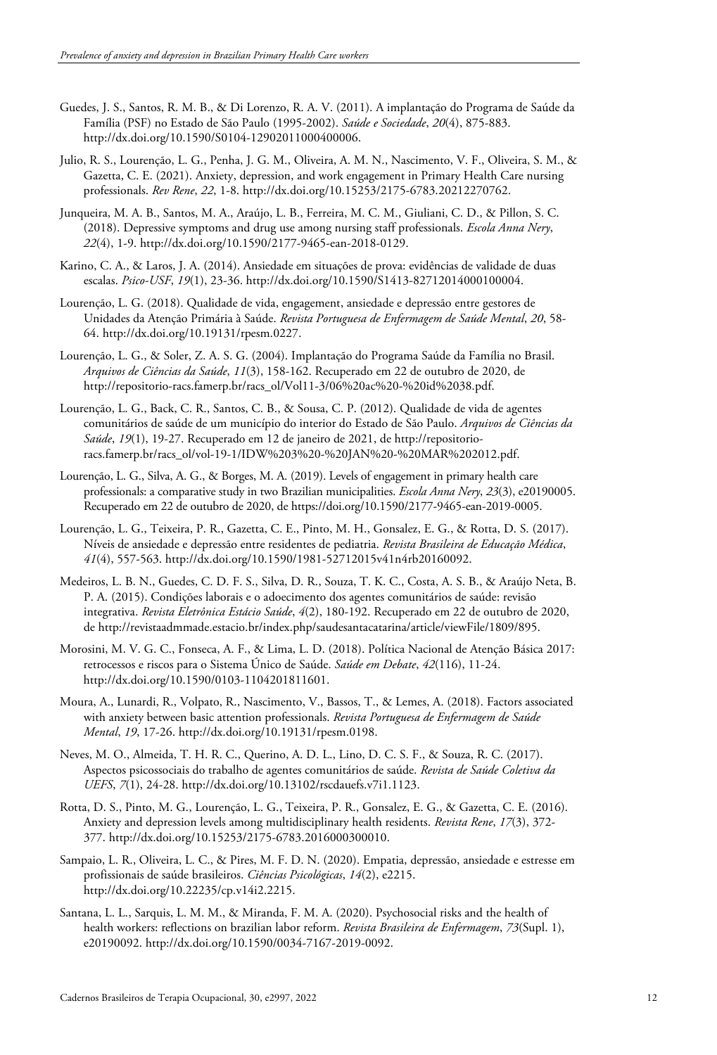Guedes, J. S., Santos, R. M. B., & Di Lorenzo, R. A. V. (2011). A implantação do Programa de Saúde da Família (PSF) no Estado de São Paulo (1995-2002). *Saúde e Sociedade*, *20*(4), 875-883. http://dx.doi.org/10.1590/S0104-12902011000400006.

Julio, R. S., Lourenção, L. G., Penha, J. G. M., Oliveira, A. M. N., Nascimento, V. F., Oliveira, S. M., & Gazetta, C. E. (2021). Anxiety, depression, and work engagement in Primary Health Care nursing professionals. *Rev Rene*, *22*, 1-8. http://dx.doi.org/10.15253/2175-6783.20212270762.

Junqueira, M. A. B., Santos, M. A., Araújo, L. B., Ferreira, M. C. M., Giuliani, C. D., & Pillon, S. C. (2018). Depressive symptoms and drug use among nursing staff professionals. *Escola Anna Nery*, *22*(4), 1-9. http://dx.doi.org/10.1590/2177-9465-ean-2018-0129.

Karino, C. A., & Laros, J. A. (2014). Ansiedade em situações de prova: evidências de validade de duas escalas. *Psico-USF*, *19*(1), 23-36. http://dx.doi.org/10.1590/S1413-82712014000100004.

Lourenção, L. G. (2018). Qualidade de vida, engagement, ansiedade e depressão entre gestores de Unidades da Atenção Primária à Saúde. *Revista Portuguesa de Enfermagem de Saúde Mental*, *20*, 58-64. http://dx.doi.org/10.19131/rpesm.0227.

Lourenção, L. G., & Soler, Z. A. S. G. (2004). Implantação do Programa Saúde da Família no Brasil. *Arquivos de Ciências da Saúde*, *11*(3), 158-162. Recuperado em 22 de outubro de 2020, de http://repositorio-racs.famerp.br/racs_ol/Vol11-3/06%20ac%20-%20id%2038.pdf.

Lourenção, L. G., Back, C. R., Santos, C. B., & Sousa, C. P. (2012). Qualidade de vida de agentes comunitários de saúde de um município do interior do Estado de São Paulo. *Arquivos de Ciências da Saúde*, *19*(1), 19-27. Recuperado em 12 de janeiro de 2021, de http://repositorio-racs.famerp.br/racs_ol/vol-19-1/IDW%203%20-%20JAN%20-%20MAR%202012.pdf.

Lourenção, L. G., Silva, A. G., & Borges, M. A. (2019). Levels of engagement in primary health care professionals: a comparative study in two Brazilian municipalities. *Escola Anna Nery*, *23*(3), e20190005. Recuperado em 22 de outubro de 2020, de https://doi.org/10.1590/2177-9465-ean-2019-0005.

Lourenção, L. G., Teixeira, P. R., Gazetta, C. E., Pinto, M. H., Gonsalez, E. G., & Rotta, D. S. (2017). Níveis de ansiedade e depressão entre residentes de pediatria. *Revista Brasileira de Educação Médica*, *41*(4), 557-563. http://dx.doi.org/10.1590/1981-52712015v41n4rb20160092.

Medeiros, L. B. N., Guedes, C. D. F. S., Silva, D. R., Souza, T. K. C., Costa, A. S. B., & Araújo Neta, B. P. A. (2015). Condições laborais e o adoecimento dos agentes comunitários de saúde: revisão integrativa. *Revista Eletrônica Estácio Saúde*, *4*(2), 180-192. Recuperado em 22 de outubro de 2020, de http://revistaadmmade.estacio.br/index.php/saudesantacatarina/article/viewFile/1809/895.

Morosini, M. V. G. C., Fonseca, A. F., & Lima, L. D. (2018). Política Nacional de Atenção Básica 2017: retrocessos e riscos para o Sistema Único de Saúde. *Saúde em Debate*, *42*(116), 11-24. http://dx.doi.org/10.1590/0103-1104201811601.

Moura, A., Lunardi, R., Volpato, R., Nascimento, V., Bassos, T., & Lemes, A. (2018). Factors associated with anxiety between basic attention professionals. *Revista Portuguesa de Enfermagem de Saúde Mental*, *19*, 17-26. http://dx.doi.org/10.19131/rpesm.0198.

Neves, M. O., Almeida, T. H. R. C., Querino, A. D. L., Lino, D. C. S. F., & Souza, R. C. (2017). Aspectos psicossociais do trabalho de agentes comunitários de saúde. *Revista de Saúde Coletiva da UEFS*, *7*(1), 24-28. http://dx.doi.org/10.13102/rscdauefs.v7i1.1123.

Rotta, D. S., Pinto, M. G., Lourenção, L. G., Teixeira, P. R., Gonsalez, E. G., & Gazetta, C. E. (2016). Anxiety and depression levels among multidisciplinary health residents. *Revista Rene*, *17*(3), 372-377. http://dx.doi.org/10.15253/2175-6783.2016000300010.

Sampaio, L. R., Oliveira, L. C., & Pires, M. F. D. N. (2020). Empatia, depressão, ansiedade e estresse em profissionais de saúde brasileiros. *Ciências Psicológicas*, *14*(2), e2215. http://dx.doi.org/10.22235/cp.v14i2.2215.

Santana, L. L., Sarquis, L. M. M., & Miranda, F. M. A. (2020). Psychosocial risks and the health of health workers: reflections on brazilian labor reform. *Revista Brasileira de Enfermagem*, *73*(Supl. 1), e20190092. http://dx.doi.org/10.1590/0034-7167-2019-0092.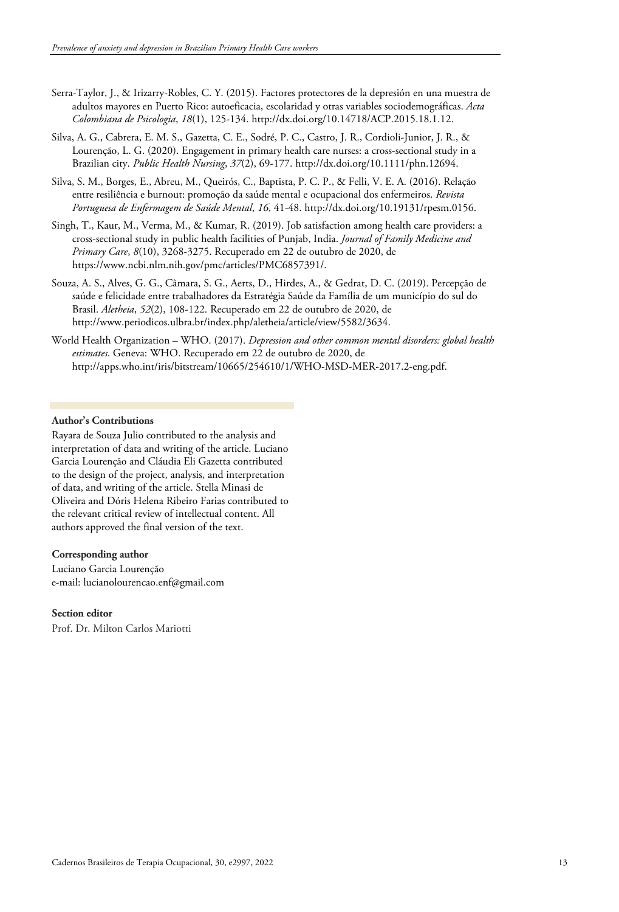Serra-Taylor, J., & Irizarry-Robles, C. Y. (2015). Factores protectores de la depresión en una muestra de adultos mayores en Puerto Rico: autoeficacia, escolaridad y otras variables sociodemográficas. *Acta Colombiana de Psicologia*, *18*(1), 125-134. http://dx.doi.org/10.14718/ACP.2015.18.1.12.

Silva, A. G., Cabrera, E. M. S., Gazetta, C. E., Sodré, P. C., Castro, J. R., Cordioli-Junior, J. R., & Lourenção, L. G. (2020). Engagement in primary health care nurses: a cross-sectional study in a Brazilian city. *Public Health Nursing*, *37*(2), 69-177. http://dx.doi.org/10.1111/phn.12694.

Silva, S. M., Borges, E., Abreu, M., Queirós, C., Baptista, P. C. P., & Felli, V. E. A. (2016). Relação entre resiliência e burnout: promoção da saúde mental e ocupacional dos enfermeiros. *Revista Portuguesa de Enfermagem de Saúde Mental*, *16*, 41-48. http://dx.doi.org/10.19131/rpesm.0156.

Singh, T., Kaur, M., Verma, M., & Kumar, R. (2019). Job satisfaction among health care providers: a cross-sectional study in public health facilities of Punjab, India. *Journal of Family Medicine and Primary Care*, *8*(10), 3268-3275. Recuperado em 22 de outubro de 2020, de https://www.ncbi.nlm.nih.gov/pmc/articles/PMC6857391/.

Souza, A. S., Alves, G. G., Câmara, S. G., Aerts, D., Hirdes, A., & Gedrat, D. C. (2019). Percepção de saúde e felicidade entre trabalhadores da Estratégia Saúde da Família de um município do sul do Brasil. *Aletheia*, *52*(2), 108-122. Recuperado em 22 de outubro de 2020, de http://www.periodicos.ulbra.br/index.php/aletheia/article/view/5582/3634.

World Health Organization – WHO. (2017). *Depression and other common mental disorders: global health estimates*. Geneva: WHO. Recuperado em 22 de outubro de 2020, de http://apps.who.int/iris/bitstream/10665/254610/1/WHO-MSD-MER-2017.2-eng.pdf.

**Author's Contributions**

Rayara de Souza Julio contributed to the analysis and interpretation of data and writing of the article. Luciano Garcia Lourenção and Cláudia Eli Gazetta contributed to the design of the project, analysis, and interpretation of data, and writing of the article. Stella Minasi de Oliveira and Dóris Helena Ribeiro Farias contributed to the relevant critical review of intellectual content. All authors approved the final version of the text.

**Corresponding author**

Luciano Garcia Lourenção
e-mail: lucianolourencao.enf@gmail.com

**Section editor**

Prof. Dr. Milton Carlos Mariotti